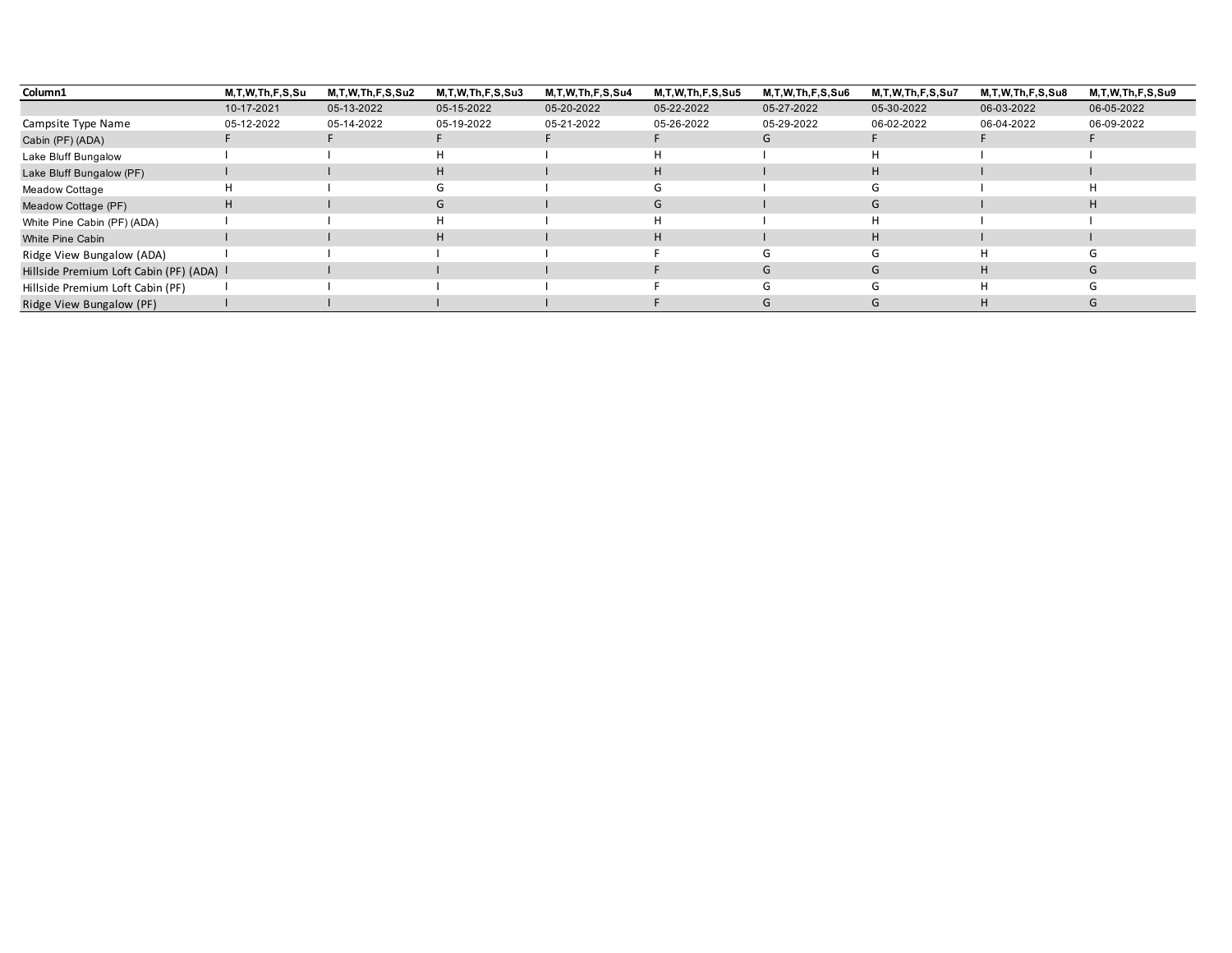| Column1 | M,T,W,Th,F,S,Su | M,T,W,Th,F,S,Su2 | M,T,W,Th,F,S,Su3 | M,T,W,Th,F,S,Su4 | M,T,W,Th,F,S,Su5 | M,T,W,Th,F,S,Su6 | M,T,W,Th,F,S,Su7 | M,T,W,Th,F,S,Su8 | M,T,W,Th,F,S,Su9 |
|---|---|---|---|---|---|---|---|---|---|
| | 10-17-2021 | 05-13-2022 | 05-15-2022 | 05-20-2022 | 05-22-2022 | 05-27-2022 | 05-30-2022 | 06-03-2022 | 06-05-2022 |
| Campsite Type Name | 05-12-2022 | 05-14-2022 | 05-19-2022 | 05-21-2022 | 05-26-2022 | 05-29-2022 | 06-02-2022 | 06-04-2022 | 06-09-2022 |
| Cabin (PF) (ADA) | F | F | F | F | F | G | F | F | F |
| Lake Bluff Bungalow | I | I | H | I | H | I | H | I | I |
| Lake Bluff Bungalow (PF) | I | I | H | I | H | I | H | I | I |
| Meadow Cottage | H | I | G | I | G | I | G | I | H |
| Meadow Cottage (PF) | H | I | G | I | G | I | G | I | H |
| White Pine Cabin (PF) (ADA) | I | I | H | I | H | I | H | I | I |
| White Pine Cabin | I | I | H | I | H | I | H | I | I |
| Ridge View Bungalow (ADA) | I | I | I | I | F | G | G | H | G |
| Hillside Premium Loft Cabin (PF) (ADA) | I | I | I | I | F | G | G | H | G |
| Hillside Premium Loft Cabin (PF) | I | I | I | I | F | G | G | H | G |
| Ridge View Bungalow (PF) | I | I | I | I | F | G | G | H | G |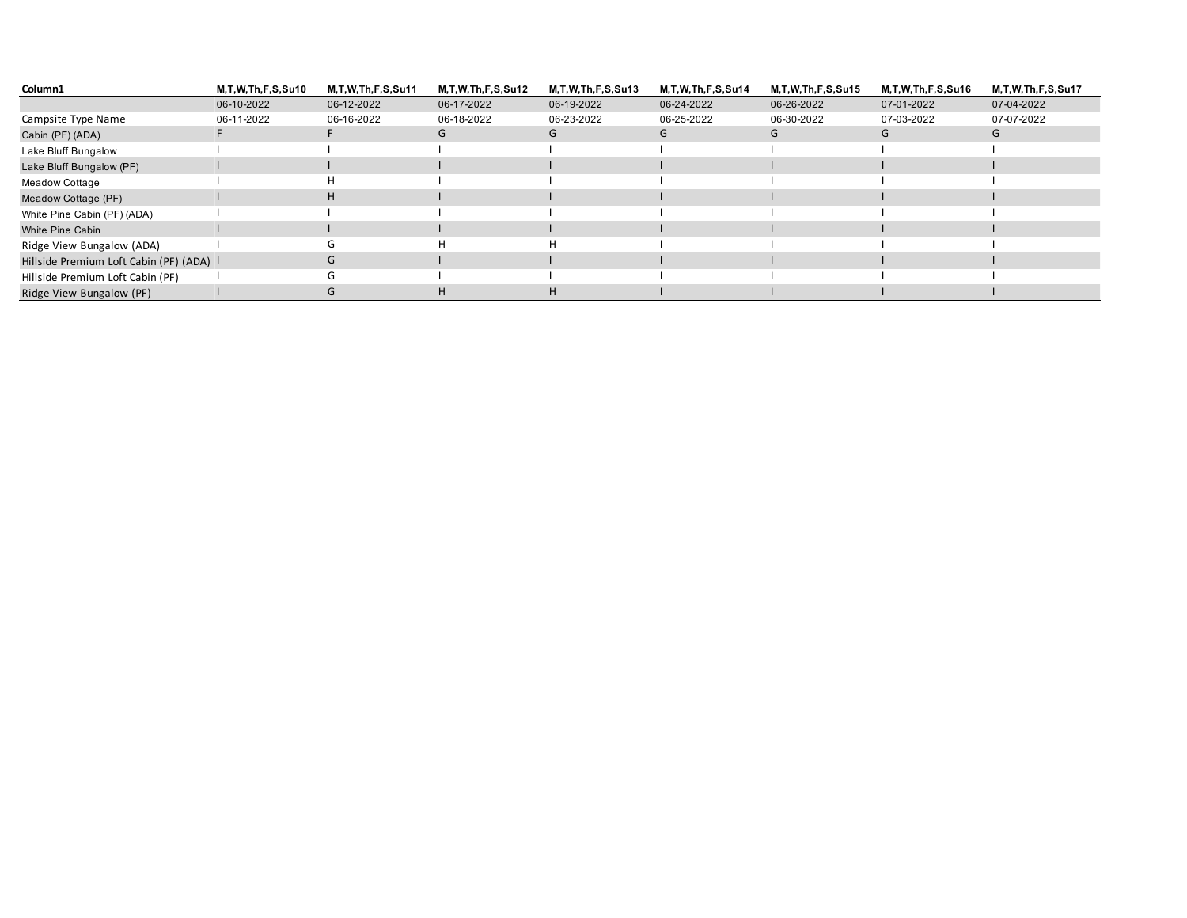| Column1 | M,T,W,Th,F,S,Su10 | M,T,W,Th,F,S,Su11 | M,T,W,Th,F,S,Su12 | M,T,W,Th,F,S,Su13 | M,T,W,Th,F,S,Su14 | M,T,W,Th,F,S,Su15 | M,T,W,Th,F,S,Su16 | M,T,W,Th,F,S,Su17 |
|---|---|---|---|---|---|---|---|---|
| | 06-10-2022 | 06-12-2022 | 06-17-2022 | 06-19-2022 | 06-24-2022 | 06-26-2022 | 07-01-2022 | 07-04-2022 |
| Campsite Type Name | 06-11-2022 | 06-16-2022 | 06-18-2022 | 06-23-2022 | 06-25-2022 | 06-30-2022 | 07-03-2022 | 07-07-2022 |
| Cabin (PF) (ADA) | F | F | G | G | G | G | G | G |
| Lake Bluff Bungalow | I | I | I | I | I | I | I | I |
| Lake Bluff Bungalow (PF) | I | I | I | I | I | I | I | I |
| Meadow Cottage | I | H | I | I | I | I | I | I |
| Meadow Cottage (PF) | I | H | I | I | I | I | I | I |
| White Pine Cabin (PF) (ADA) | I | I | I | I | I | I | I | I |
| White Pine Cabin | I | I | I | I | I | I | I | I |
| Ridge View Bungalow (ADA) | I | G | H | H | I | I | I | I |
| Hillside Premium Loft Cabin (PF) (ADA) | I | G | I | I | I | I | I | I |
| Hillside Premium Loft Cabin (PF) | I | G | I | I | I | I | I | I |
| Ridge View Bungalow (PF) | I | G | H | H | I | I | I | I |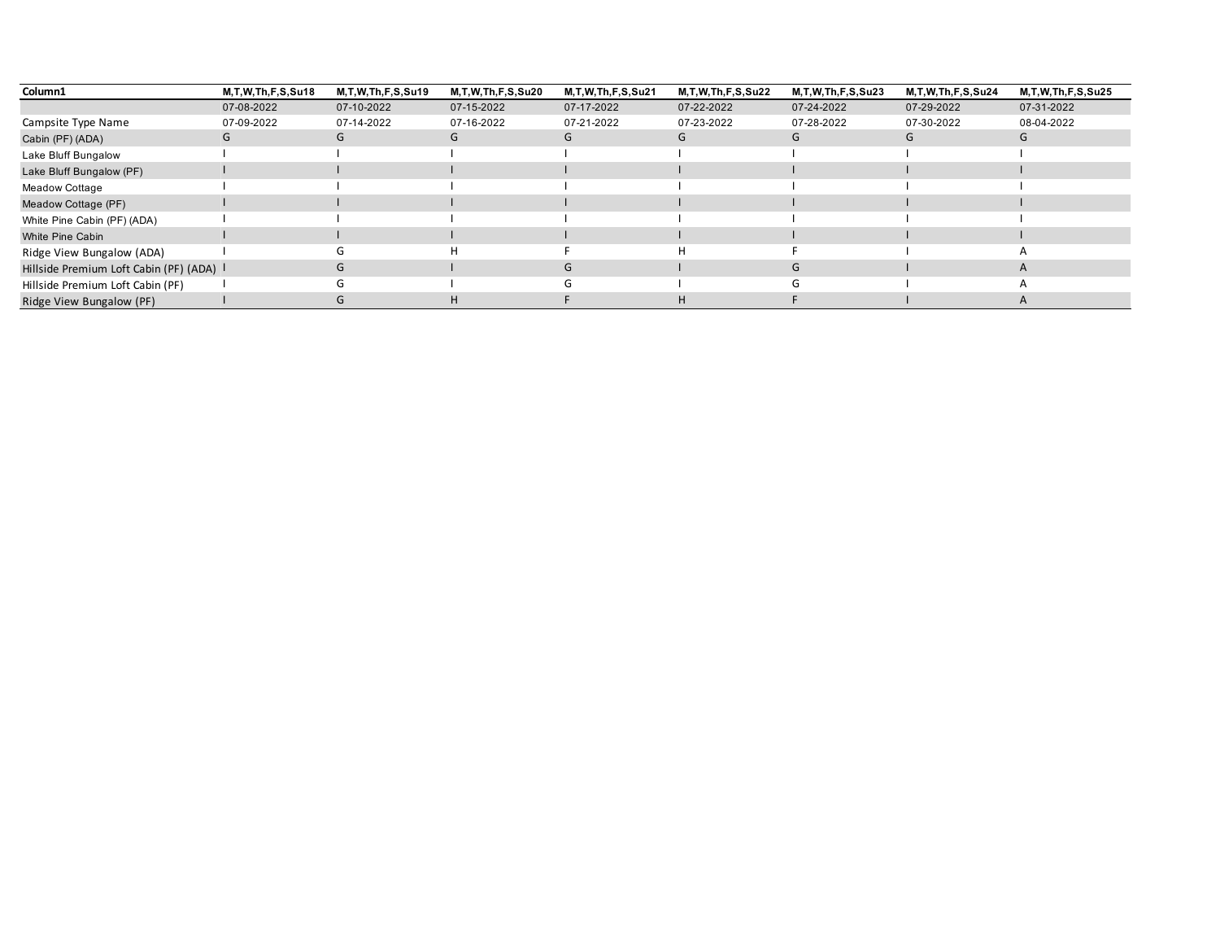| Column1 | M,T,W,Th,F,S,Su18 | M,T,W,Th,F,S,Su19 | M,T,W,Th,F,S,Su20 | M,T,W,Th,F,S,Su21 | M,T,W,Th,F,S,Su22 | M,T,W,Th,F,S,Su23 | M,T,W,Th,F,S,Su24 | M,T,W,Th,F,S,Su25 |
|---|---|---|---|---|---|---|---|---|
| | 07-08-2022 | 07-10-2022 | 07-15-2022 | 07-17-2022 | 07-22-2022 | 07-24-2022 | 07-29-2022 | 07-31-2022 |
| Campsite Type Name | 07-09-2022 | 07-14-2022 | 07-16-2022 | 07-21-2022 | 07-23-2022 | 07-28-2022 | 07-30-2022 | 08-04-2022 |
| Cabin (PF) (ADA) | G | G | G | G | G | G | G | G |
| Lake Bluff Bungalow | I | I | I | I | I | I | I | I |
| Lake Bluff Bungalow (PF) | I | I | I | I | I | I | I | I |
| Meadow Cottage | I | I | I | I | I | I | I | I |
| Meadow Cottage (PF) | I | I | I | I | I | I | I | I |
| White Pine Cabin (PF) (ADA) | I | I | I | I | I | I | I | I |
| White Pine Cabin | I | I | I | I | I | I | I | I |
| Ridge View Bungalow (ADA) | I | G | H | F | H | F | I | A |
| Hillside Premium Loft Cabin (PF) (ADA) | I | G | I | G | I | G | I | A |
| Hillside Premium Loft Cabin (PF) | I | G | I | G | I | G | I | A |
| Ridge View Bungalow (PF) | I | G | H | F | H | F | I | A |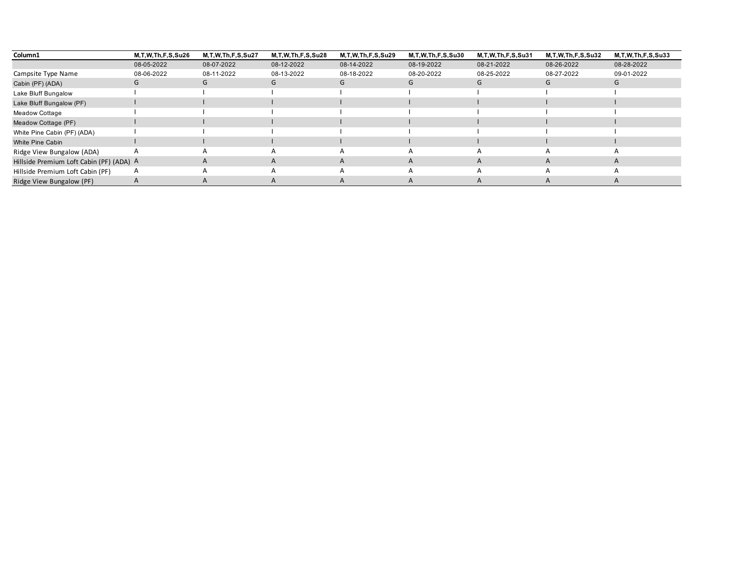| Column1 | M,T,W,Th,F,S,Su26 | M,T,W,Th,F,S,Su27 | M,T,W,Th,F,S,Su28 | M,T,W,Th,F,S,Su29 | M,T,W,Th,F,S,Su30 | M,T,W,Th,F,S,Su31 | M,T,W,Th,F,S,Su32 | M,T,W,Th,F,S,Su33 |
|---|---|---|---|---|---|---|---|---|
| | 08-05-2022 | 08-07-2022 | 08-12-2022 | 08-14-2022 | 08-19-2022 | 08-21-2022 | 08-26-2022 | 08-28-2022 |
| Campsite Type Name | 08-06-2022 | 08-11-2022 | 08-13-2022 | 08-18-2022 | 08-20-2022 | 08-25-2022 | 08-27-2022 | 09-01-2022 |
| Cabin (PF) (ADA) | G | G | G | G | G | G | G | G |
| Lake Bluff Bungalow | I | I | I | I | I | I | I | I |
| Lake Bluff Bungalow (PF) | I | I | I | I | I | I | I | I |
| Meadow Cottage | I | I | I | I | I | I | I | I |
| Meadow Cottage (PF) | I | I | I | I | I | I | I | I |
| White Pine Cabin (PF) (ADA) | I | I | I | I | I | I | I | I |
| White Pine Cabin | I | I | I | I | I | I | I | I |
| Ridge View Bungalow (ADA) | A | A | A | A | A | A | A | A |
| Hillside Premium Loft Cabin (PF) (ADA) | A | A | A | A | A | A | A | A |
| Hillside Premium Loft Cabin (PF) | A | A | A | A | A | A | A | A |
| Ridge View Bungalow (PF) | A | A | A | A | A | A | A | A |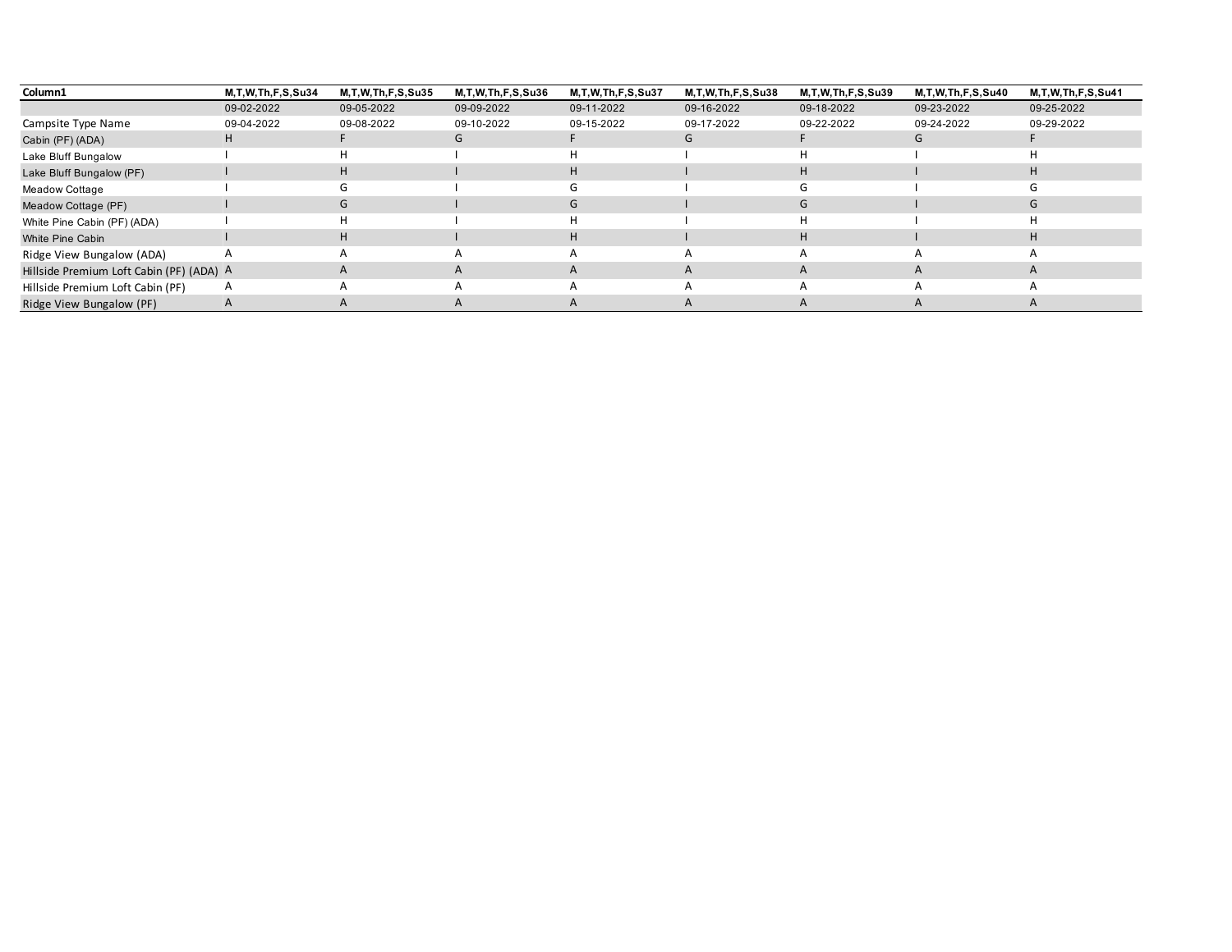| Column1 | M,T,W,Th,F,S,Su34 | M,T,W,Th,F,S,Su35 | M,T,W,Th,F,S,Su36 | M,T,W,Th,F,S,Su37 | M,T,W,Th,F,S,Su38 | M,T,W,Th,F,S,Su39 | M,T,W,Th,F,S,Su40 | M,T,W,Th,F,S,Su41 |
|---|---|---|---|---|---|---|---|---|
| | 09-02-2022 | 09-05-2022 | 09-09-2022 | 09-11-2022 | 09-16-2022 | 09-18-2022 | 09-23-2022 | 09-25-2022 |
| Campsite Type Name | 09-04-2022 | 09-08-2022 | 09-10-2022 | 09-15-2022 | 09-17-2022 | 09-22-2022 | 09-24-2022 | 09-29-2022 |
| Cabin (PF) (ADA) | H | F | G | F | G | F | G | F |
| Lake Bluff Bungalow | I | H | I | H | I | H | I | H |
| Lake Bluff Bungalow (PF) | I | H | I | H | I | H | I | H |
| Meadow Cottage | I | G | I | G | I | G | I | G |
| Meadow Cottage (PF) | I | G | I | G | I | G | I | G |
| White Pine Cabin (PF) (ADA) | I | H | I | H | I | H | I | H |
| White Pine Cabin | I | H | I | H | I | H | I | H |
| Ridge View Bungalow (ADA) | A | A | A | A | A | A | A | A |
| Hillside Premium Loft Cabin (PF) (ADA) | A | A | A | A | A | A | A | A |
| Hillside Premium Loft Cabin (PF) | A | A | A | A | A | A | A | A |
| Ridge View Bungalow (PF) | A | A | A | A | A | A | A | A |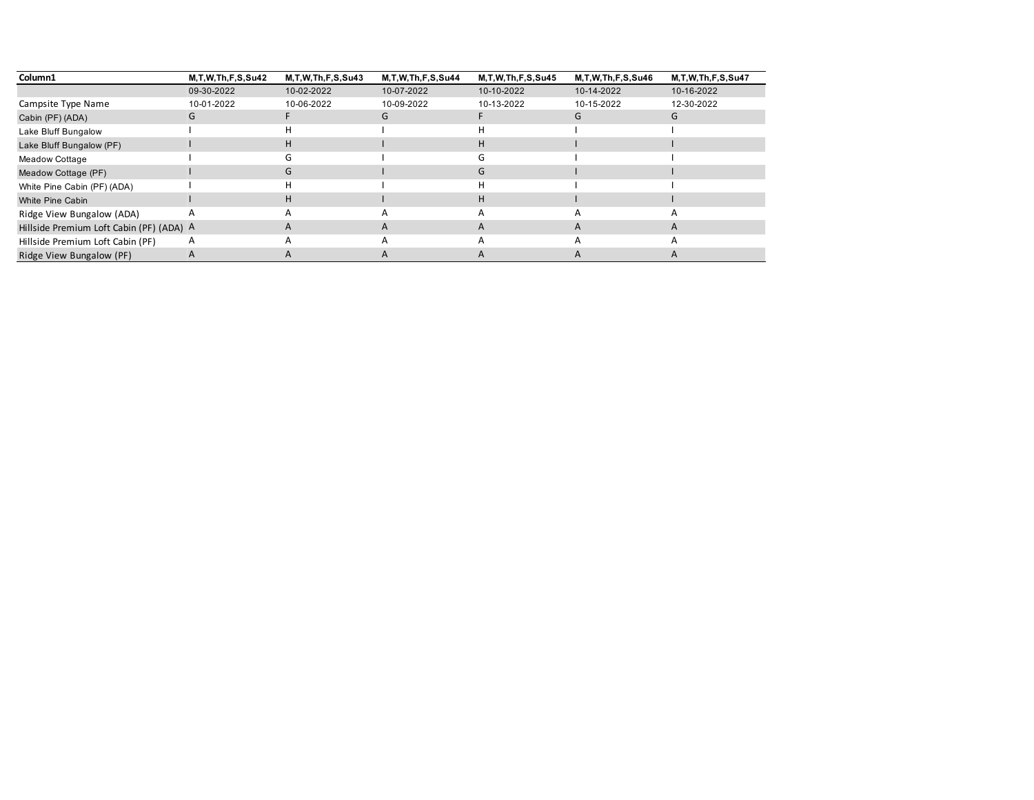| Column1 | M,T,W,Th,F,S,Su42 | M,T,W,Th,F,S,Su43 | M,T,W,Th,F,S,Su44 | M,T,W,Th,F,S,Su45 | M,T,W,Th,F,S,Su46 | M,T,W,Th,F,S,Su47 |
|---|---|---|---|---|---|---|
| | 09-30-2022 | 10-02-2022 | 10-07-2022 | 10-10-2022 | 10-14-2022 | 10-16-2022 |
| Campsite Type Name | 10-01-2022 | 10-06-2022 | 10-09-2022 | 10-13-2022 | 10-15-2022 | 12-30-2022 |
| Cabin (PF) (ADA) | G | F | G | F | G | G |
| Lake Bluff Bungalow | I | H | I | H | I | I |
| Lake Bluff Bungalow (PF) | I | H | I | H | I | I |
| Meadow Cottage | I | G | I | G | I | I |
| Meadow Cottage (PF) | I | G | I | G | I | I |
| White Pine Cabin (PF) (ADA) | I | H | I | H | I | I |
| White Pine Cabin | I | H | I | H | I | I |
| Ridge View Bungalow (ADA) | A | A | A | A | A | A |
| Hillside Premium Loft Cabin (PF) (ADA) | A | A | A | A | A | A |
| Hillside Premium Loft Cabin (PF) | A | A | A | A | A | A |
| Ridge View Bungalow (PF) | A | A | A | A | A | A |